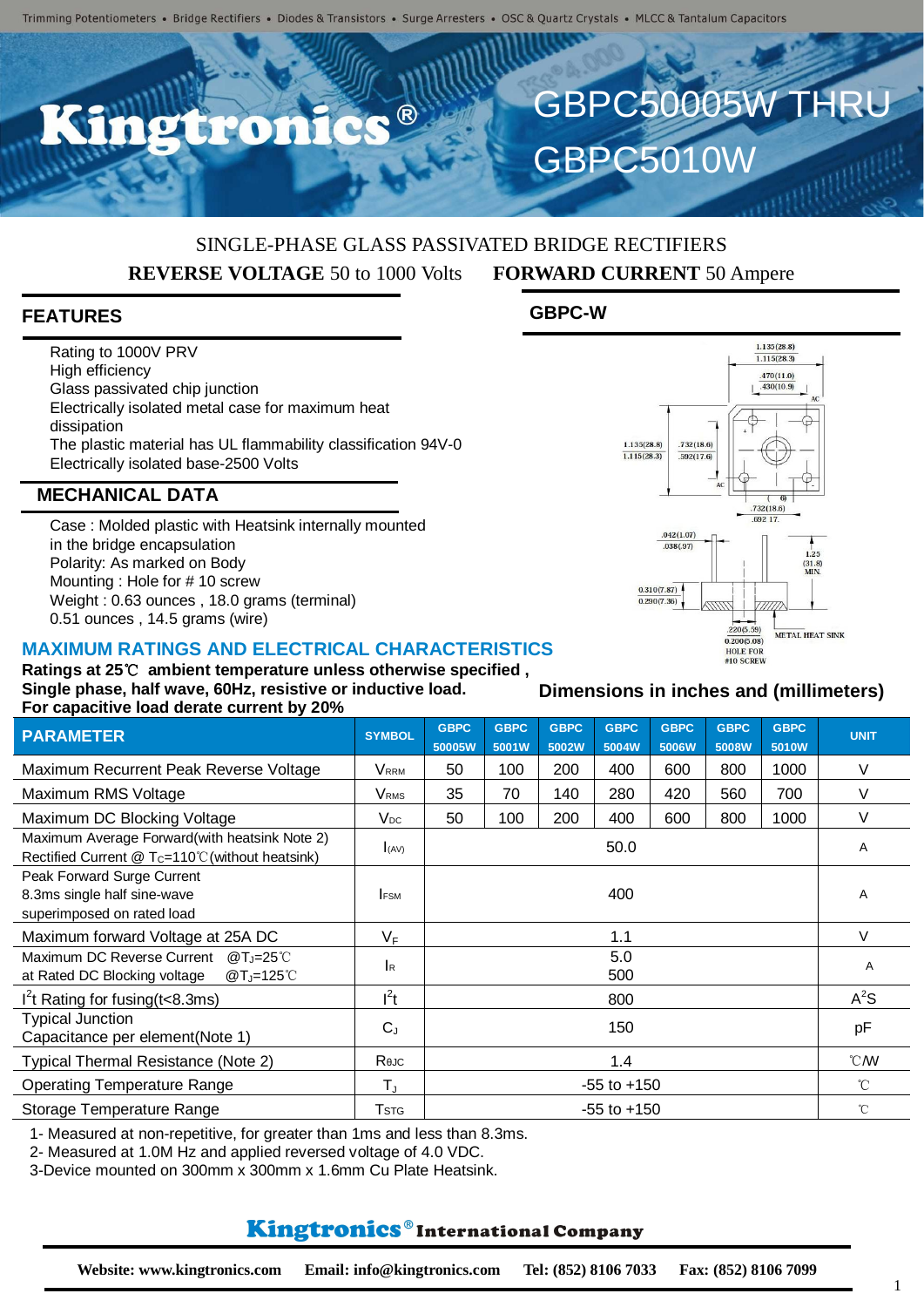Trimming Potentiometers • Bridge Rectifiers • Diodes & Transistors • Surge Arresters • OSC & Quartz Crystals • MLCC & Tantalum Capacitors

# Kingtronics®

# GBPC50005W THRU GBPC5010W

SINGLE-PHASE GLASS PASSIVATED BRIDGE RECTIFIERS

**REVERSE VOLTAGE** 50 to 1000 Volts **FORWARD CURRENT** 50 Ampere

## FEATURES

- Rating to 1000V PRV
- High efficiency
- Glass passivated chip junction
- Electrically isolated metal case for maximum heat dissipation
- The plastic material has UL flammability classification 94V-0
- Electrically isolated base-2500 Volts

## MECHANICAL DATA

- Case : Molded plastic with Heatsink internally mounted in the bridge encapsulation
- Polarity: As marked on Body
- Mounting : Hole for # 10 screw
- Weight : 0.63 ounces , 18.0 grams (terminal)
- 0.51 ounces , 14.5 grams (wire)

## GBPC-W

Dimensions in inches and (millimeters)

## MAXIMUM RATINGS AND ELECTRICAL CHARACTERISTICS

**Ratings at 25℃ ambient temperature unless otherwise specified ,**
**Single phase, half wave, 60Hz, resistive or inductive load.**
**For capacitive load derate current by 20%**

| PARAMETER | SYMBOL | GBPC 50005W | GBPC 5001W | GBPC 5002W | GBPC 5004W | GBPC 5006W | GBPC 5008W | GBPC 5010W | UNIT |
|---|---|---|---|---|---|---|---|---|---|
| Maximum Recurrent Peak Reverse Voltage | $V_{RRM}$ | 50 | 100 | 200 | 400 | 600 | 800 | 1000 | V |
| Maximum RMS Voltage | $V_{RMS}$ | 35 | 70 | 140 | 280 | 420 | 560 | 700 | V |
| Maximum DC Blocking Voltage | $V_{DC}$ | 50 | 100 | 200 | 400 | 600 | 800 | 1000 | V |
| Maximum Average Forward(with heatsink Note 2) Rectified Current @ $T_C$=110℃(without heatsink) | $I_{(AV)}$ | 50.0 | | | | | | | A |
| Peak Forward Surge Current 8.3ms single half sine-wave superimposed on rated load | $I_{FSM}$ | 400 | | | | | | | A |
| Maximum forward Voltage at 25A DC | $V_F$ | 1.1 | | | | | | | V |
| Maximum DC Reverse Current @$T_J$=25℃ at Rated DC Blocking voltage @$T_J$=125℃ | $I_R$ | 5.0 / 500 | | | | | | | A |
| $I^2t$ Rating for fusing(t<8.3ms) | $I^2t$ | 800 | | | | | | | $A^2S$ |
| Typical Junction Capacitance per element(Note 1) | $C_J$ | 150 | | | | | | | pF |
| Typical Thermal Resistance (Note 2) | $R_{\theta JC}$ | 1.4 | | | | | | | ℃/W |
| Operating Temperature Range | $T_J$ | -55 to +150 | | | | | | | ℃ |
| Storage Temperature Range | $T_{STG}$ | -55 to +150 | | | | | | | ℃ |

1- Measured at non-repetitive, for greater than 1ms and less than 8.3ms.
2- Measured at 1.0M Hz and applied reversed voltage of 4.0 VDC.
3-Device mounted on 300mm x 300mm x 1.6mm Cu Plate Heatsink.

**Kingtronics® International Company**

**Website: www.kingtronics.com Email: info@kingtronics.com Tel: (852) 8106 7033 Fax: (852) 8106 7099**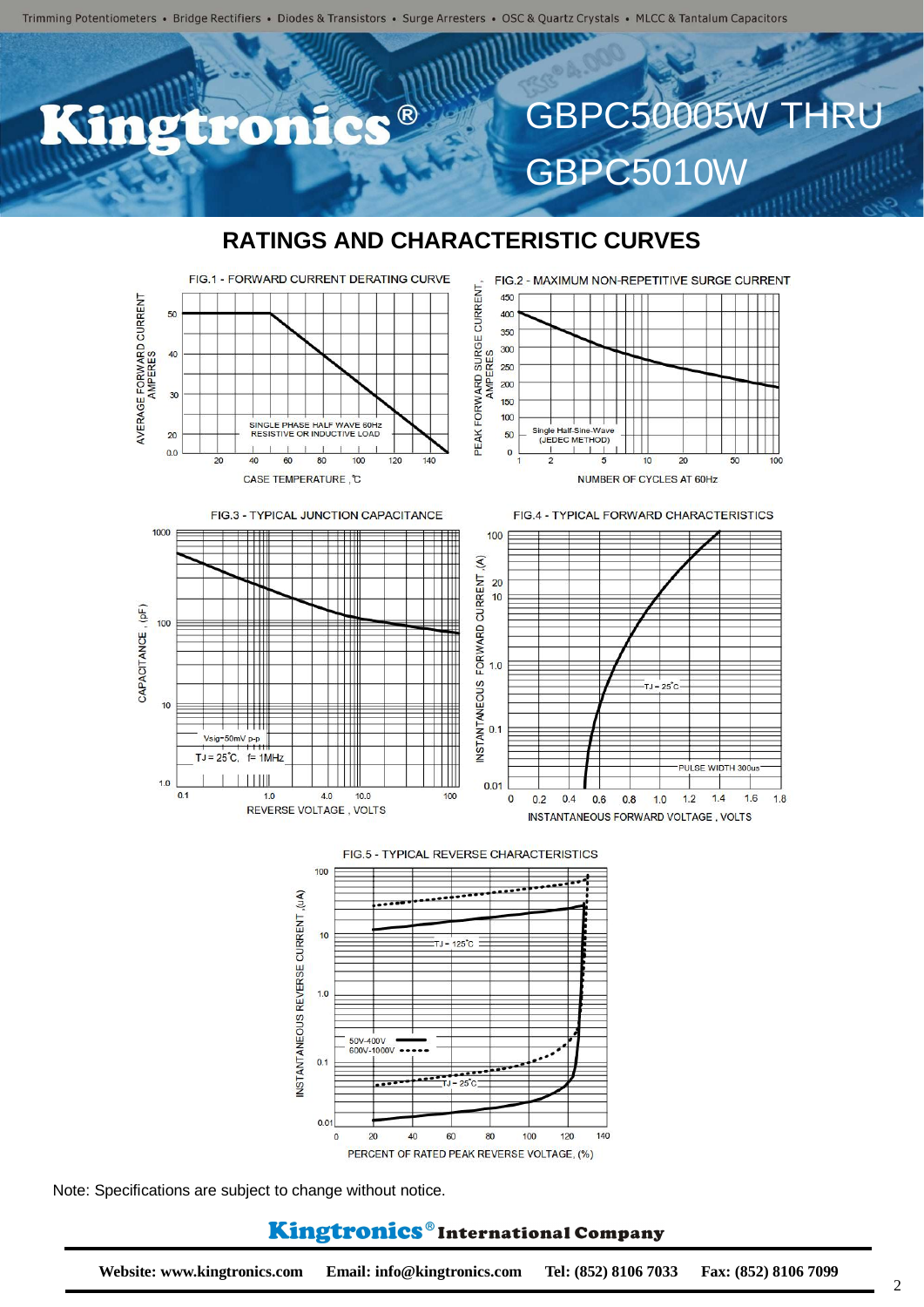# GBPC50005W THRU GBPC5010W

## RATINGS AND CHARACTERISTIC CURVES

FIG.1 - FORWARD CURRENT DERATING CURVE

AVERAGE FORWARD CURRENT AMPERES

50
40
30
20
0.0

20 40 60 80 100 120 140

SINGLE PHASE HALF WAVE 60Hz RESISTIVE OR INDUCTIVE LOAD

CASE TEMPERATURE ,℃

FIG.2 - MAXIMUM NON-REPETITIVE SURGE CURRENT

PEAK FORWARD SURGE CURRENT, AMPERES

450
400
350
300
250
200
150
100
50
0

1 2 5 10 20 50 100

Single Half-Sine-Wave (JEDEC METHOD)

NUMBER OF CYCLES AT 60Hz

FIG.3 - TYPICAL JUNCTION CAPACITANCE

CAPACITANCE , (pF)

1000
100
10
1.0

0.1 1.0 4.0 10.0 100

Vsig=50mV p-p
TJ = 25℃, f= 1MHz

REVERSE VOLTAGE , VOLTS

FIG.4 - TYPICAL FORWARD CHARACTERISTICS

INSTANTANEOUS FORWARD CURRENT ,(A)

100
20
10
1.0
0.1
0.01

0 0.2 0.4 0.6 0.8 1.0 1.2 1.4 1.6 1.8

TJ = 25℃

PULSE WIDTH 300us

INSTANTANEOUS FORWARD VOLTAGE , VOLTS

FIG.5 - TYPICAL REVERSE CHARACTERISTICS

INSTANTANEOUS REVERSE CURRENT ,(uA)

100
10
1.0
0.1
0.01

0 20 40 60 80 100 120 140

TJ = 125℃

50V-400V
600V-1000V

TJ = 25℃

PERCENT OF RATED PEAK REVERSE VOLTAGE, (%)

Note: Specifications are subject to change without notice.

**Kingtronics® International Company**

**Website: www.kingtronics.com Email: info@kingtronics.com Tel: (852) 8106 7033 Fax: (852) 8106 7099**